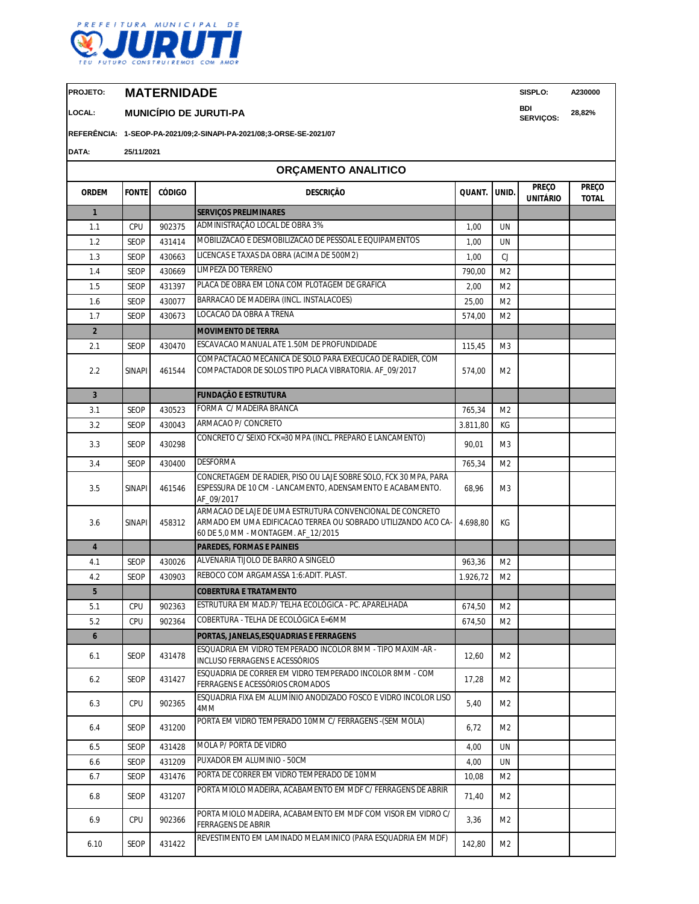PREFEITURA MUNICIPAL DE **JURUTI**
TEU FUTURO CONSTRUIREMOS COM AMOR

**PROJETO:** **MATERNIDADE** | **SISPLO:** A230000

**LOCAL:** **MUNICÍPIO DE JURUTI-PA** | **BDI SERVIÇOS:** 28,82%

**REFERÊNCIA:** 1-SEOP-PA-2021/09;2-SINAPI-PA-2021/08;3-ORSE-SE-2021/07

**DATA:** 25/11/2021

## ORÇAMENTO ANALITICO

| ORDEM | FONTE | CÓDIGO | DESCRIÇÃO | QUANT. | UNID. | PREÇO UNITÁRIO | PREÇO TOTAL |
|---|---|---|---|---|---|---|---|
| **1** | | | **SERVIÇOS PRELIMINARES** | | | | |
| 1.1 | CPU | 902375 | ADMINISTRAÇÃO LOCAL DE OBRA 3% | 1,00 | UN | | |
| 1.2 | SEOP | 431414 | MOBILIZACAO E DESMOBILIZACAO DE PESSOAL E EQUIPAMENTOS | 1,00 | UN | | |
| 1.3 | SEOP | 430663 | LICENCAS E TAXAS DA OBRA (ACIMA DE 500M2) | 1,00 | CJ | | |
| 1.4 | SEOP | 430669 | LIMPEZA DO TERRENO | 790,00 | M2 | | |
| 1.5 | SEOP | 431397 | PLACA DE OBRA EM LONA COM PLOTAGEM DE GRAFICA | 2,00 | M2 | | |
| 1.6 | SEOP | 430077 | BARRACAO DE MADEIRA (INCL. INSTALACOES) | 25,00 | M2 | | |
| 1.7 | SEOP | 430673 | LOCACAO DA OBRA A TRENA | 574,00 | M2 | | |
| **2** | | | **MOVIMENTO DE TERRA** | | | | |
| 2.1 | SEOP | 430470 | ESCAVACAO MANUAL ATE 1.50M DE PROFUNDIDADE | 115,45 | M3 | | |
| 2.2 | SINAPI | 461544 | COMPACTACAO MECANICA DE SOLO PARA EXECUCAO DE RADIER, COM COMPACTADOR DE SOLOS TIPO PLACA VIBRATORIA. AF_09/2017 | 574,00 | M2 | | |
| **3** | | | **FUNDAÇÃO E ESTRUTURA** | | | | |
| 3.1 | SEOP | 430523 | FORMA C/ MADEIRA BRANCA | 765,34 | M2 | | |
| 3.2 | SEOP | 430043 | ARMACAO P/ CONCRETO | 3.811,80 | KG | | |
| 3.3 | SEOP | 430298 | CONCRETO C/ SEIXO FCK=30 MPA (INCL. PREPARO E LANCAMENTO) | 90,01 | M3 | | |
| 3.4 | SEOP | 430400 | DESFORMA | 765,34 | M2 | | |
| 3.5 | SINAPI | 461546 | CONCRETAGEM DE RADIER, PISO OU LAJE SOBRE SOLO, FCK 30 MPA, PARA ESPESSURA DE 10 CM - LANCAMENTO, ADENSAMENTO E ACABAMENTO. AF_09/2017 | 68,96 | M3 | | |
| 3.6 | SINAPI | 458312 | ARMACAO DE LAJE DE UMA ESTRUTURA CONVENCIONAL DE CONCRETO ARMADO EM UMA EDIFICACAO TERREA OU SOBRADO UTILIZANDO ACO CA-60 DE 5,0 MM - MONTAGEM. AF_12/2015 | 4.698,80 | KG | | |
| **4** | | | **PAREDES, FORMAS E PAINEIS** | | | | |
| 4.1 | SEOP | 430026 | ALVENARIA TIJOLO DE BARRO A SINGELO | 963,36 | M2 | | |
| 4.2 | SEOP | 430903 | REBOCO COM ARGAMASSA 1:6:ADIT. PLAST. | 1.926,72 | M2 | | |
| **5** | | | **COBERTURA E TRATAMENTO** | | | | |
| 5.1 | CPU | 902363 | ESTRUTURA EM MAD.P/ TELHA ECOLÓGICA - PC. APARELHADA | 674,50 | M2 | | |
| 5.2 | CPU | 902364 | COBERTURA - TELHA DE ECOLÓGICA E=6MM | 674,50 | M2 | | |
| **6** | | | **PORTAS, JANELAS,ESQUADRIAS E FERRAGENS** | | | | |
| 6.1 | SEOP | 431478 | ESQUADRIA EM VIDRO TEMPERADO INCOLOR 8MM - TIPO MAXIM-AR - INCLUSO FERRAGENS E ACESSÓRIOS | 12,60 | M2 | | |
| 6.2 | SEOP | 431427 | ESQUADRIA DE CORRER EM VIDRO TEMPERADO INCOLOR 8MM - COM FERRAGENS E ACESSÓRIOS CROMADOS | 17,28 | M2 | | |
| 6.3 | CPU | 902365 | ESQUADRIA FIXA EM ALUMÍNIO ANODIZADO FOSCO E VIDRO INCOLOR LISO 4MM | 5,40 | M2 | | |
| 6.4 | SEOP | 431200 | PORTA EM VIDRO TEMPERADO 10MM C/ FERRAGENS -(SEM MOLA) | 6,72 | M2 | | |
| 6.5 | SEOP | 431428 | MOLA P/ PORTA DE VIDRO | 4,00 | UN | | |
| 6.6 | SEOP | 431209 | PUXADOR EM ALUMINIO - 50CM | 4,00 | UN | | |
| 6.7 | SEOP | 431476 | PORTA DE CORRER EM VIDRO TEMPERADO DE 10MM | 10,08 | M2 | | |
| 6.8 | SEOP | 431207 | PORTA MIOLO MADEIRA, ACABAMENTO EM MDF C/ FERRAGENS DE ABRIR | 71,40 | M2 | | |
| 6.9 | CPU | 902366 | PORTA MIOLO MADEIRA, ACABAMENTO EM MDF COM VISOR EM VIDRO C/ FERRAGENS DE ABRIR | 3,36 | M2 | | |
| 6.10 | SEOP | 431422 | REVESTIMENTO EM LAMINADO MELAMINICO (PARA ESQUADRIA EM MDF) | 142,80 | M2 | | |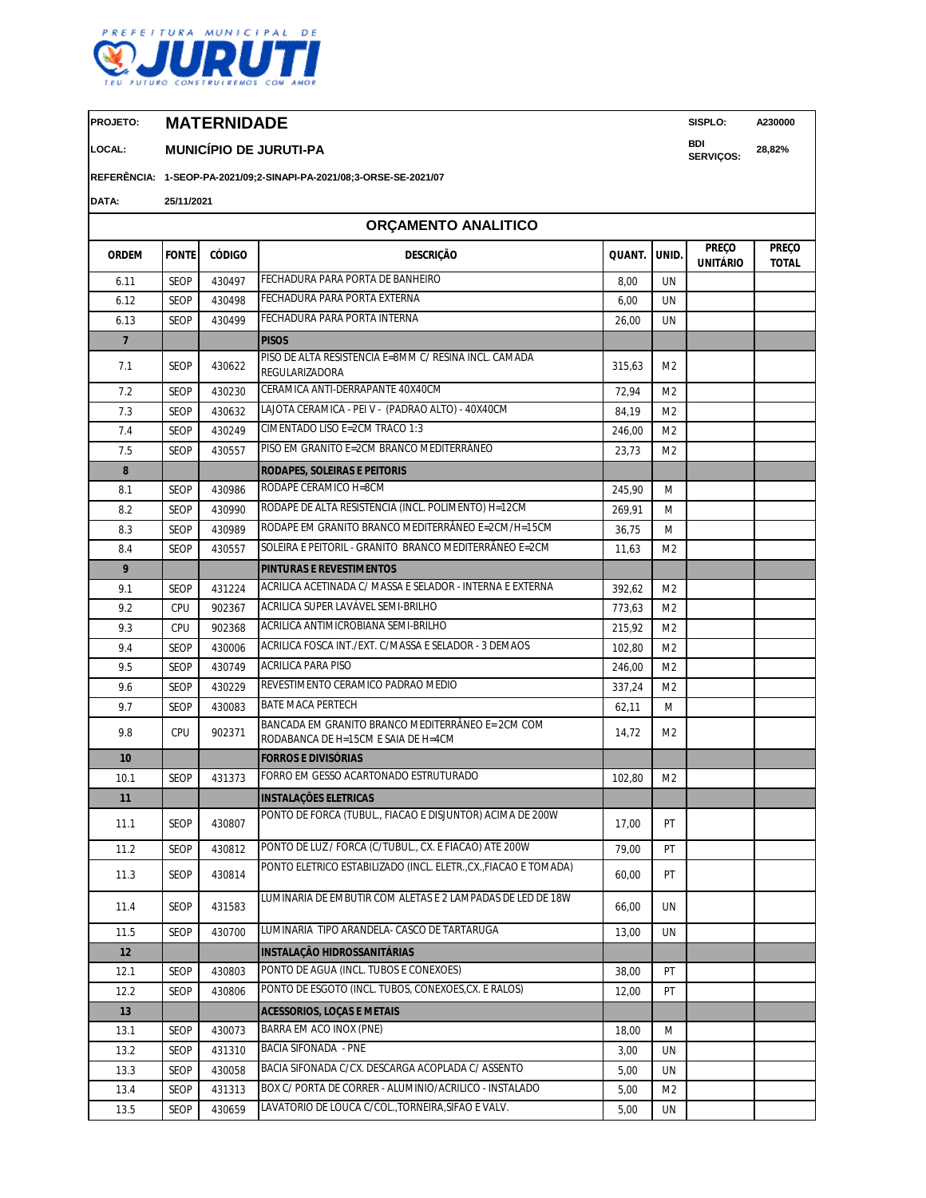PREFEITURA MUNICIPAL DE JURUTI
TEU FUTURO CONSTRUIREMOS COM AMOR

| | | | |
|---|---|---|---|
| **PROJETO:** | **MATERNIDADE** | **SISPLO:** | **A230000** |
| **LOCAL:** | **MUNICÍPIO DE JURUTI-PA** | **BDI SERVIÇOS:** | **28,82%** |
| **REFERÊNCIA:** | **1-SEOP-PA-2021/09;2-SINAPI-PA-2021/08;3-ORSE-SE-2021/07** | | |
| **DATA:** | **25/11/2021** | | |

## ORÇAMENTO ANALITICO

| ORDEM | FONTE | CÓDIGO | DESCRIÇÃO | QUANT. | UNID. | PREÇO UNITÁRIO | PREÇO TOTAL |
|---|---|---|---|---|---|---|---|
| 6.11 | SEOP | 430497 | FECHADURA PARA PORTA DE BANHEIRO | 8,00 | UN | | |
| 6.12 | SEOP | 430498 | FECHADURA PARA PORTA EXTERNA | 6,00 | UN | | |
| 6.13 | SEOP | 430499 | FECHADURA PARA PORTA INTERNA | 26,00 | UN | | |
| **7** | | | **PISOS** | | | | |
| 7.1 | SEOP | 430622 | PISO DE ALTA RESISTENCIA E=8MM C/ RESINA INCL. CAMADA REGULARIZADORA | 315,63 | M2 | | |
| 7.2 | SEOP | 430230 | CERAMICA ANTI-DERRAPANTE 40X40CM | 72,94 | M2 | | |
| 7.3 | SEOP | 430632 | LAJOTA CERAMICA - PEI V - (PADRAO ALTO) - 40X40CM | 84,19 | M2 | | |
| 7.4 | SEOP | 430249 | CIMENTADO LISO E=2CM TRACO 1:3 | 246,00 | M2 | | |
| 7.5 | SEOP | 430557 | PISO EM GRANITO E=2CM BRANCO MEDITERRÂNEO | 23,73 | M2 | | |
| **8** | | | **RODAPES, SOLEIRAS E PEITORIS** | | | | |
| 8.1 | SEOP | 430986 | RODAPE CERAMICO H=8CM | 245,90 | M | | |
| 8.2 | SEOP | 430990 | RODAPE DE ALTA RESISTENCIA (INCL. POLIMENTO) H=12CM | 269,91 | M | | |
| 8.3 | SEOP | 430989 | RODAPE EM GRANITO BRANCO MEDITERRÂNEO E=2CM/H=15CM | 36,75 | M | | |
| 8.4 | SEOP | 430557 | SOLEIRA E PEITORIL - GRANITO BRANCO MEDITERRÂNEO E=2CM | 11,63 | M2 | | |
| **9** | | | **PINTURAS E REVESTIMENTOS** | | | | |
| 9.1 | SEOP | 431224 | ACRILICA ACETINADA C/ MASSA E SELADOR - INTERNA E EXTERNA | 392,62 | M2 | | |
| 9.2 | CPU | 902367 | ACRILICA SUPER LAVÁVEL SEMI-BRILHO | 773,63 | M2 | | |
| 9.3 | CPU | 902368 | ACRILICA ANTIMICROBIANA SEMI-BRILHO | 215,92 | M2 | | |
| 9.4 | SEOP | 430006 | ACRILICA FOSCA INT./EXT. C/MASSA E SELADOR - 3 DEMAOS | 102,80 | M2 | | |
| 9.5 | SEOP | 430749 | ACRILICA PARA PISO | 246,00 | M2 | | |
| 9.6 | SEOP | 430229 | REVESTIMENTO CERAMICO PADRAO MEDIO | 337,24 | M2 | | |
| 9.7 | SEOP | 430083 | BATE MACA PERTECH | 62,11 | M | | |
| 9.8 | CPU | 902371 | BANCADA EM GRANITO BRANCO MEDITERRÂNEO E= 2CM COM RODABANCA DE H=15CM E SAIA DE H=4CM | 14,72 | M2 | | |
| **10** | | | **FORROS E DIVISÓRIAS** | | | | |
| 10.1 | SEOP | 431373 | FORRO EM GESSO ACARTONADO ESTRUTURADO | 102,80 | M2 | | |
| **11** | | | **INSTALAÇÕES ELETRICAS** | | | | |
| 11.1 | SEOP | 430807 | PONTO DE FORCA (TUBUL., FIACAO E DISJUNTOR) ACIMA DE 200W | 17,00 | PT | | |
| 11.2 | SEOP | 430812 | PONTO DE LUZ / FORCA (C/TUBUL., CX. E FIACAO) ATE 200W | 79,00 | PT | | |
| 11.3 | SEOP | 430814 | PONTO ELETRICO ESTABILIZADO (INCL. ELETR.,CX.,FIACAO E TOMADA) | 60,00 | PT | | |
| 11.4 | SEOP | 431583 | LUMINARIA DE EMBUTIR COM ALETAS E 2 LAMPADAS DE LED DE 18W | 66,00 | UN | | |
| 11.5 | SEOP | 430700 | LUMINARIA TIPO ARANDELA- CASCO DE TARTARUGA | 13,00 | UN | | |
| **12** | | | **INSTALAÇÃO HIDROSSANITÁRIAS** | | | | |
| 12.1 | SEOP | 430803 | PONTO DE AGUA (INCL. TUBOS E CONEXOES) | 38,00 | PT | | |
| 12.2 | SEOP | 430806 | PONTO DE ESGOTO (INCL. TUBOS, CONEXOES,CX. E RALOS) | 12,00 | PT | | |
| **13** | | | **ACESSORIOS, LOÇAS E METAIS** | | | | |
| 13.1 | SEOP | 430073 | BARRA EM ACO INOX (PNE) | 18,00 | M | | |
| 13.2 | SEOP | 431310 | BACIA SIFONADA - PNE | 3,00 | UN | | |
| 13.3 | SEOP | 430058 | BACIA SIFONADA C/CX. DESCARGA ACOPLADA C/ ASSENTO | 5,00 | UN | | |
| 13.4 | SEOP | 431313 | BOX C/ PORTA DE CORRER - ALUMINIO/ACRILICO - INSTALADO | 5,00 | M2 | | |
| 13.5 | SEOP | 430659 | LAVATORIO DE LOUCA C/COL.,TORNEIRA,SIFAO E VALV. | 5,00 | UN | | |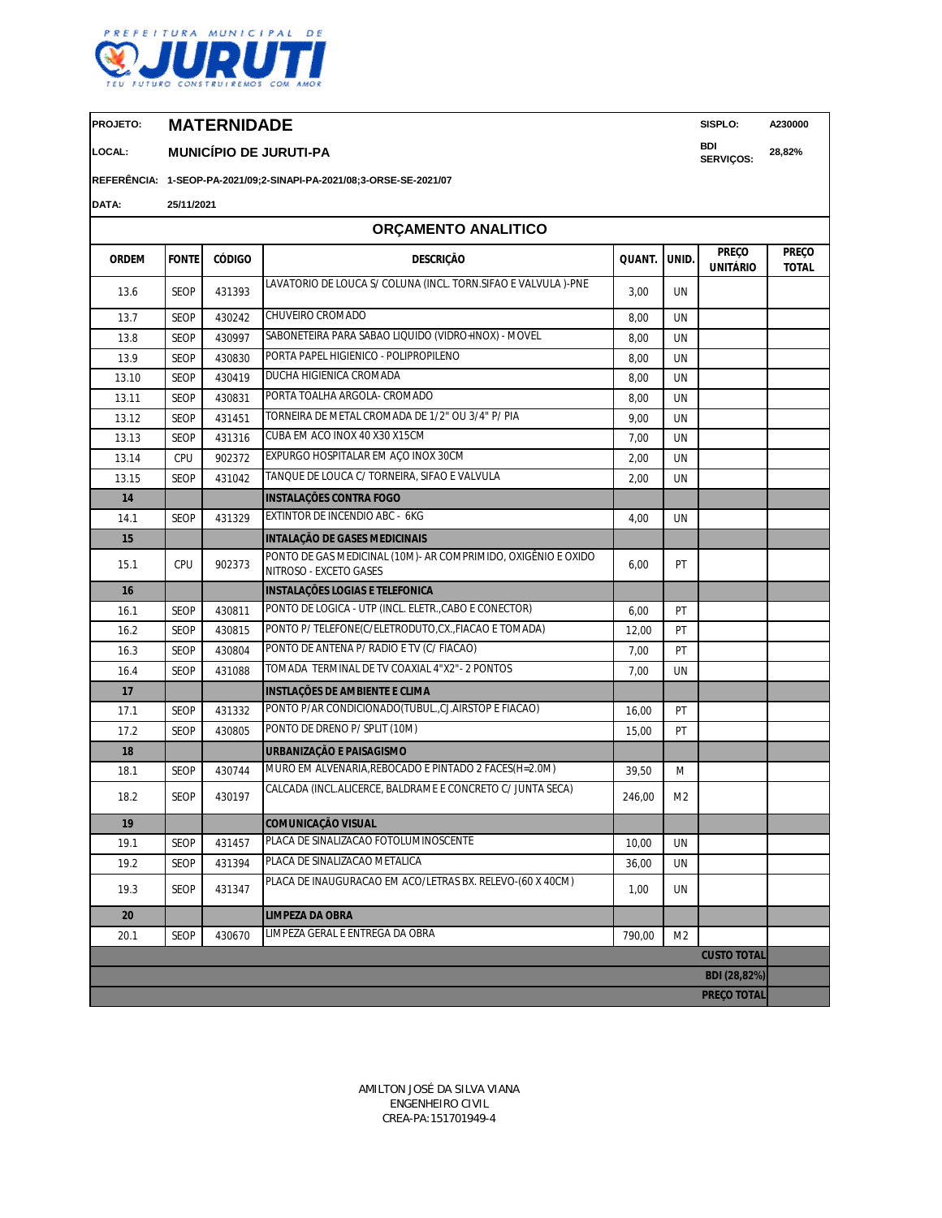PREFEITURA MUNICIPAL DE JURUTI

TEU FUTURO CONSTRUIREMOS COM AMOR

| | | | |
|---|---|---|---|
| **PROJETO:** | **MATERNIDADE** | **SISPLO:** | **A230000** |
| **LOCAL:** | **MUNICÍPIO DE JURUTI-PA** | **BDI SERVIÇOS:** | **28,82%** |
| **REFERÊNCIA:** | **1-SEOP-PA-2021/09;2-SINAPI-PA-2021/08;3-ORSE-SE-2021/07** | | |
| **DATA:** | **25/11/2021** | | |

## ORÇAMENTO ANALITICO

| ORDEM | FONTE | CÓDIGO | DESCRIÇÃO | QUANT. | UNID. | PREÇO UNITÁRIO | PREÇO TOTAL |
|---|---|---|---|---|---|---|---|
| 13.6 | SEOP | 431393 | LAVATORIO DE LOUCA S/ COLUNA (INCL. TORN.SIFAO E VALVULA )-PNE | 3,00 | UN | | |
| 13.7 | SEOP | 430242 | CHUVEIRO CROMADO | 8,00 | UN | | |
| 13.8 | SEOP | 430997 | SABONETEIRA PARA SABAO LIQUIDO (VIDRO+INOX) - MOVEL | 8,00 | UN | | |
| 13.9 | SEOP | 430830 | PORTA PAPEL HIGIENICO - POLIPROPILENO | 8,00 | UN | | |
| 13.10 | SEOP | 430419 | DUCHA HIGIENICA CROMADA | 8,00 | UN | | |
| 13.11 | SEOP | 430831 | PORTA TOALHA ARGOLA- CROMADO | 8,00 | UN | | |
| 13.12 | SEOP | 431451 | TORNEIRA DE METAL CROMADA DE 1/2" OU 3/4" P/ PIA | 9,00 | UN | | |
| 13.13 | SEOP | 431316 | CUBA EM ACO INOX 40 X30 X15CM | 7,00 | UN | | |
| 13.14 | CPU | 902372 | EXPURGO HOSPITALAR EM AÇO INOX 30CM | 2,00 | UN | | |
| 13.15 | SEOP | 431042 | TANQUE DE LOUCA C/ TORNEIRA, SIFAO E VALVULA | 2,00 | UN | | |
| **14** | | | **INSTALAÇÕES CONTRA FOGO** | | | | |
| 14.1 | SEOP | 431329 | EXTINTOR DE INCENDIO ABC - 6KG | 4,00 | UN | | |
| **15** | | | **INTALAÇÃO DE GASES MEDICINAIS** | | | | |
| 15.1 | CPU | 902373 | PONTO DE GAS MEDICINAL (10M)- AR COMPRIMIDO, OXIGÊNIO E OXIDO NITROSO - EXCETO GASES | 6,00 | PT | | |
| **16** | | | **INSTALAÇÕES LOGIAS E TELEFONICA** | | | | |
| 16.1 | SEOP | 430811 | PONTO DE LOGICA - UTP (INCL. ELETR.,CABO E CONECTOR) | 6,00 | PT | | |
| 16.2 | SEOP | 430815 | PONTO P/ TELEFONE(C/ELETRODUTO,CX.,FIACAO E TOMADA) | 12,00 | PT | | |
| 16.3 | SEOP | 430804 | PONTO DE ANTENA P/ RADIO E TV (C/ FIACAO) | 7,00 | PT | | |
| 16.4 | SEOP | 431088 | TOMADA TERMINAL DE TV COAXIAL 4"X2"- 2 PONTOS | 7,00 | UN | | |
| **17** | | | **INSTLAÇÕES DE AMBIENTE E CLIMA** | | | | |
| 17.1 | SEOP | 431332 | PONTO P/AR CONDICIONADO(TUBUL.,CJ.AIRSTOP E FIACAO) | 16,00 | PT | | |
| 17.2 | SEOP | 430805 | PONTO DE DRENO P/ SPLIT (10M) | 15,00 | PT | | |
| **18** | | | **URBANIZAÇÃO E PAISAGISMO** | | | | |
| 18.1 | SEOP | 430744 | MURO EM ALVENARIA,REBOCADO E PINTADO 2 FACES(H=2.0M) | 39,50 | M | | |
| 18.2 | SEOP | 430197 | CALCADA (INCL.ALICERCE, BALDRAME E CONCRETO C/ JUNTA SECA) | 246,00 | M2 | | |
| **19** | | | **COMUNICAÇÃO VISUAL** | | | | |
| 19.1 | SEOP | 431457 | PLACA DE SINALIZACAO FOTOLUMINOSCENTE | 10,00 | UN | | |
| 19.2 | SEOP | 431394 | PLACA DE SINALIZACAO METALICA | 36,00 | UN | | |
| 19.3 | SEOP | 431347 | PLACA DE INAUGURACAO EM ACO/LETRAS BX. RELEVO-(60 X 40CM) | 1,00 | UN | | |
| **20** | | | **LIMPEZA DA OBRA** | | | | |
| 20.1 | SEOP | 430670 | LIMPEZA GERAL E ENTREGA DA OBRA | 790,00 | M2 | | |
| | | | | | | **CUSTO TOTAL** | |
| | | | | | | **BDI (28,82%)** | |
| | | | | | | **PREÇO TOTAL** | |

AMILTON JOSÉ DA SILVA VIANA
ENGENHEIRO CIVIL
CREA-PA:151701949-4